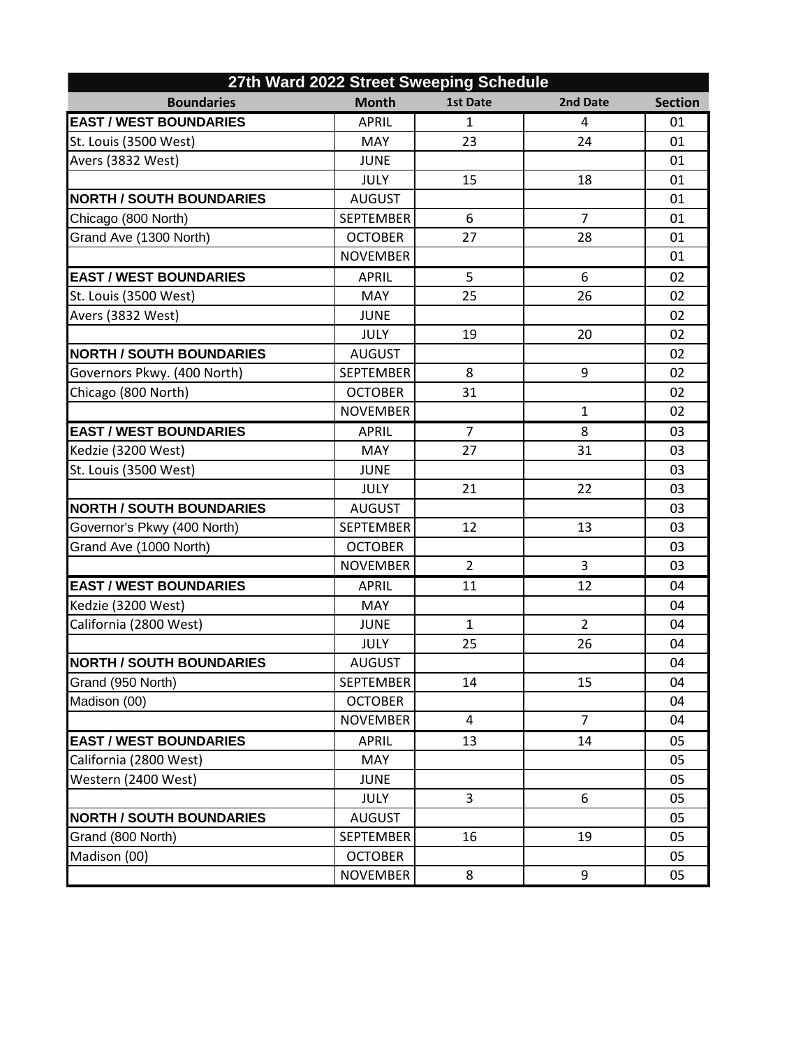| 27th Ward 2022 Street Sweeping Schedule | | | | |
|---|---|---|---|---|
| **Boundaries** | **Month** | **1st Date** | **2nd Date** | **Section** |
| **EAST / WEST BOUNDARIES** | APRIL | 1 | 4 | 01 |
| St. Louis (3500 West) | MAY | 23 | 24 | 01 |
| Avers (3832 West) | JUNE | | | 01 |
| | JULY | 15 | 18 | 01 |
| **NORTH / SOUTH BOUNDARIES** | AUGUST | | | 01 |
| Chicago (800 North) | SEPTEMBER | 6 | 7 | 01 |
| Grand Ave (1300 North) | OCTOBER | 27 | 28 | 01 |
| | NOVEMBER | | | 01 |
| **EAST / WEST BOUNDARIES** | APRIL | 5 | 6 | 02 |
| St. Louis (3500 West) | MAY | 25 | 26 | 02 |
| Avers (3832 West) | JUNE | | | 02 |
| | JULY | 19 | 20 | 02 |
| **NORTH / SOUTH BOUNDARIES** | AUGUST | | | 02 |
| Governors Pkwy. (400 North) | SEPTEMBER | 8 | 9 | 02 |
| Chicago (800 North) | OCTOBER | 31 | | 02 |
| | NOVEMBER | | 1 | 02 |
| **EAST / WEST BOUNDARIES** | APRIL | 7 | 8 | 03 |
| Kedzie (3200 West) | MAY | 27 | 31 | 03 |
| St. Louis (3500 West) | JUNE | | | 03 |
| | JULY | 21 | 22 | 03 |
| **NORTH / SOUTH BOUNDARIES** | AUGUST | | | 03 |
| Governor's Pkwy (400 North) | SEPTEMBER | 12 | 13 | 03 |
| Grand Ave (1000 North) | OCTOBER | | | 03 |
| | NOVEMBER | 2 | 3 | 03 |
| **EAST / WEST BOUNDARIES** | APRIL | 11 | 12 | 04 |
| Kedzie (3200 West) | MAY | | | 04 |
| California (2800 West) | JUNE | 1 | 2 | 04 |
| | JULY | 25 | 26 | 04 |
| **NORTH / SOUTH BOUNDARIES** | AUGUST | | | 04 |
| Grand (950 North) | SEPTEMBER | 14 | 15 | 04 |
| Madison (00) | OCTOBER | | | 04 |
| | NOVEMBER | 4 | 7 | 04 |
| **EAST / WEST BOUNDARIES** | APRIL | 13 | 14 | 05 |
| California (2800 West) | MAY | | | 05 |
| Western (2400 West) | JUNE | | | 05 |
| | JULY | 3 | 6 | 05 |
| **NORTH / SOUTH BOUNDARIES** | AUGUST | | | 05 |
| Grand (800 North) | SEPTEMBER | 16 | 19 | 05 |
| Madison (00) | OCTOBER | | | 05 |
| | NOVEMBER | 8 | 9 | 05 |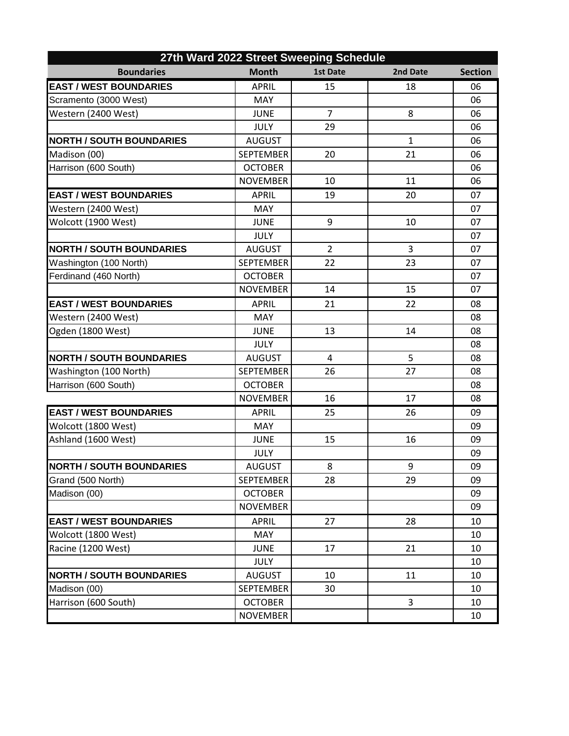| 27th Ward 2022 Street Sweeping Schedule | | | | |
|---|---|---|---|---|
| **Boundaries** | **Month** | **1st Date** | **2nd Date** | **Section** |
| **EAST / WEST BOUNDARIES** | APRIL | 15 | 18 | 06 |
| Scramento (3000 West) | MAY | | | 06 |
| Western (2400 West) | JUNE | 7 | 8 | 06 |
| | JULY | 29 | | 06 |
| **NORTH / SOUTH BOUNDARIES** | AUGUST | | 1 | 06 |
| Madison (00) | SEPTEMBER | 20 | 21 | 06 |
| Harrison (600 South) | OCTOBER | | | 06 |
| | NOVEMBER | 10 | 11 | 06 |
| **EAST / WEST BOUNDARIES** | APRIL | 19 | 20 | 07 |
| Western (2400 West) | MAY | | | 07 |
| Wolcott (1900 West) | JUNE | 9 | 10 | 07 |
| | JULY | | | 07 |
| **NORTH / SOUTH BOUNDARIES** | AUGUST | 2 | 3 | 07 |
| Washington (100 North) | SEPTEMBER | 22 | 23 | 07 |
| Ferdinand (460 North) | OCTOBER | | | 07 |
| | NOVEMBER | 14 | 15 | 07 |
| **EAST / WEST BOUNDARIES** | APRIL | 21 | 22 | 08 |
| Western (2400 West) | MAY | | | 08 |
| Ogden (1800 West) | JUNE | 13 | 14 | 08 |
| | JULY | | | 08 |
| **NORTH / SOUTH BOUNDARIES** | AUGUST | 4 | 5 | 08 |
| Washington (100 North) | SEPTEMBER | 26 | 27 | 08 |
| Harrison (600 South) | OCTOBER | | | 08 |
| | NOVEMBER | 16 | 17 | 08 |
| **EAST / WEST BOUNDARIES** | APRIL | 25 | 26 | 09 |
| Wolcott (1800 West) | MAY | | | 09 |
| Ashland (1600 West) | JUNE | 15 | 16 | 09 |
| | JULY | | | 09 |
| **NORTH / SOUTH BOUNDARIES** | AUGUST | 8 | 9 | 09 |
| Grand (500 North) | SEPTEMBER | 28 | 29 | 09 |
| Madison (00) | OCTOBER | | | 09 |
| | NOVEMBER | | | 09 |
| **EAST / WEST BOUNDARIES** | APRIL | 27 | 28 | 10 |
| Wolcott (1800 West) | MAY | | | 10 |
| Racine (1200 West) | JUNE | 17 | 21 | 10 |
| | JULY | | | 10 |
| **NORTH / SOUTH BOUNDARIES** | AUGUST | 10 | 11 | 10 |
| Madison (00) | SEPTEMBER | 30 | | 10 |
| Harrison (600 South) | OCTOBER | | 3 | 10 |
| | NOVEMBER | | | 10 |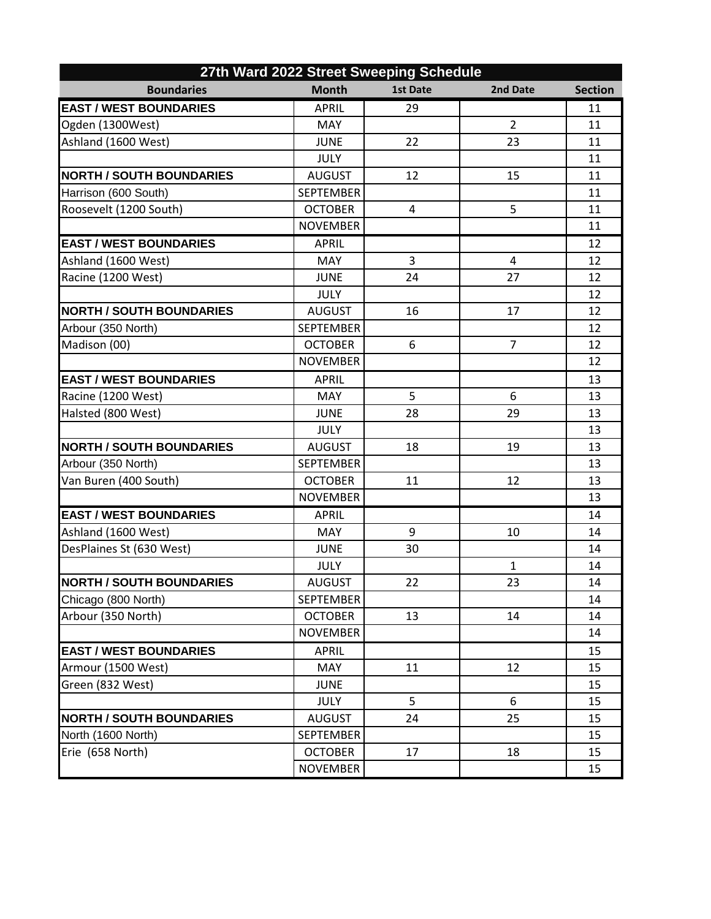| 27th Ward 2022 Street Sweeping Schedule | | | | |
|---|---|---|---|---|
| **Boundaries** | **Month** | **1st Date** | **2nd Date** | **Section** |
| **EAST / WEST BOUNDARIES** | APRIL | 29 | | 11 |
| Ogden (1300West) | MAY | | 2 | 11 |
| Ashland (1600 West) | JUNE | 22 | 23 | 11 |
| | JULY | | | 11 |
| **NORTH / SOUTH BOUNDARIES** | AUGUST | 12 | 15 | 11 |
| Harrison (600 South) | SEPTEMBER | | | 11 |
| Roosevelt (1200 South) | OCTOBER | 4 | 5 | 11 |
| | NOVEMBER | | | 11 |
| **EAST / WEST BOUNDARIES** | APRIL | | | 12 |
| Ashland (1600 West) | MAY | 3 | 4 | 12 |
| Racine (1200 West) | JUNE | 24 | 27 | 12 |
| | JULY | | | 12 |
| **NORTH / SOUTH BOUNDARIES** | AUGUST | 16 | 17 | 12 |
| Arbour (350 North) | SEPTEMBER | | | 12 |
| Madison (00) | OCTOBER | 6 | 7 | 12 |
| | NOVEMBER | | | 12 |
| **EAST / WEST BOUNDARIES** | APRIL | | | 13 |
| Racine (1200 West) | MAY | 5 | 6 | 13 |
| Halsted (800 West) | JUNE | 28 | 29 | 13 |
| | JULY | | | 13 |
| **NORTH / SOUTH BOUNDARIES** | AUGUST | 18 | 19 | 13 |
| Arbour (350 North) | SEPTEMBER | | | 13 |
| Van Buren (400 South) | OCTOBER | 11 | 12 | 13 |
| | NOVEMBER | | | 13 |
| **EAST / WEST BOUNDARIES** | APRIL | | | 14 |
| Ashland (1600 West) | MAY | 9 | 10 | 14 |
| DesPlaines St (630 West) | JUNE | 30 | | 14 |
| | JULY | | 1 | 14 |
| **NORTH / SOUTH BOUNDARIES** | AUGUST | 22 | 23 | 14 |
| Chicago (800 North) | SEPTEMBER | | | 14 |
| Arbour (350 North) | OCTOBER | 13 | 14 | 14 |
| | NOVEMBER | | | 14 |
| **EAST / WEST BOUNDARIES** | APRIL | | | 15 |
| Armour (1500 West) | MAY | 11 | 12 | 15 |
| Green (832 West) | JUNE | | | 15 |
| | JULY | 5 | 6 | 15 |
| **NORTH / SOUTH BOUNDARIES** | AUGUST | 24 | 25 | 15 |
| North (1600 North) | SEPTEMBER | | | 15 |
| Erie (658 North) | OCTOBER | 17 | 18 | 15 |
| | NOVEMBER | | | 15 |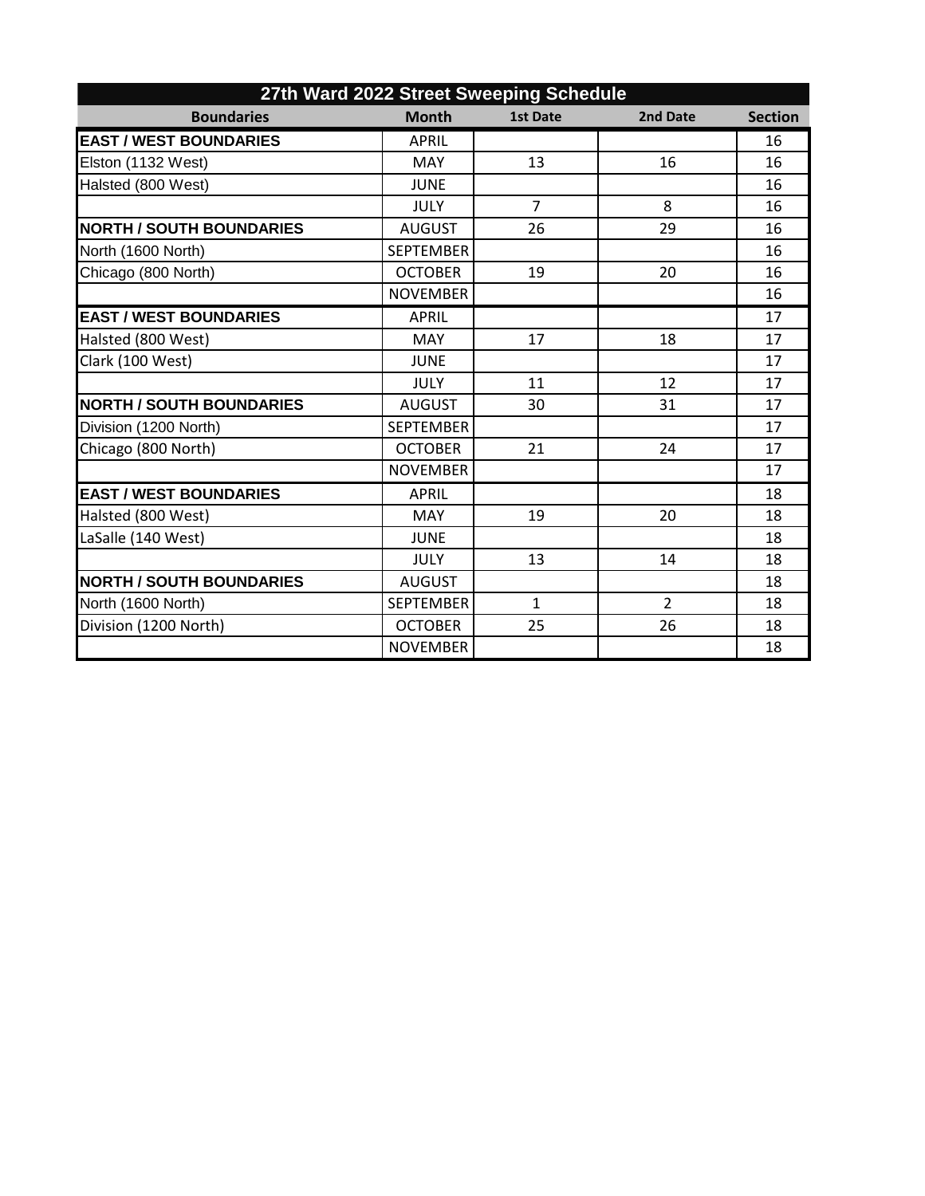| 27th Ward 2022 Street Sweeping Schedule | | | | |
|---|---|---|---|---|
| **Boundaries** | **Month** | **1st Date** | **2nd Date** | **Section** |
| **EAST / WEST BOUNDARIES** | APRIL | | | 16 |
| Elston (1132 West) | MAY | 13 | 16 | 16 |
| Halsted (800 West) | JUNE | | | 16 |
| | JULY | 7 | 8 | 16 |
| **NORTH / SOUTH BOUNDARIES** | AUGUST | 26 | 29 | 16 |
| North (1600 North) | SEPTEMBER | | | 16 |
| Chicago (800 North) | OCTOBER | 19 | 20 | 16 |
| | NOVEMBER | | | 16 |
| **EAST / WEST BOUNDARIES** | APRIL | | | 17 |
| Halsted (800 West) | MAY | 17 | 18 | 17 |
| Clark (100 West) | JUNE | | | 17 |
| | JULY | 11 | 12 | 17 |
| **NORTH / SOUTH BOUNDARIES** | AUGUST | 30 | 31 | 17 |
| Division (1200 North) | SEPTEMBER | | | 17 |
| Chicago (800 North) | OCTOBER | 21 | 24 | 17 |
| | NOVEMBER | | | 17 |
| **EAST / WEST BOUNDARIES** | APRIL | | | 18 |
| Halsted (800 West) | MAY | 19 | 20 | 18 |
| LaSalle (140 West) | JUNE | | | 18 |
| | JULY | 13 | 14 | 18 |
| **NORTH / SOUTH BOUNDARIES** | AUGUST | | | 18 |
| North (1600 North) | SEPTEMBER | 1 | 2 | 18 |
| Division (1200 North) | OCTOBER | 25 | 26 | 18 |
| | NOVEMBER | | | 18 |